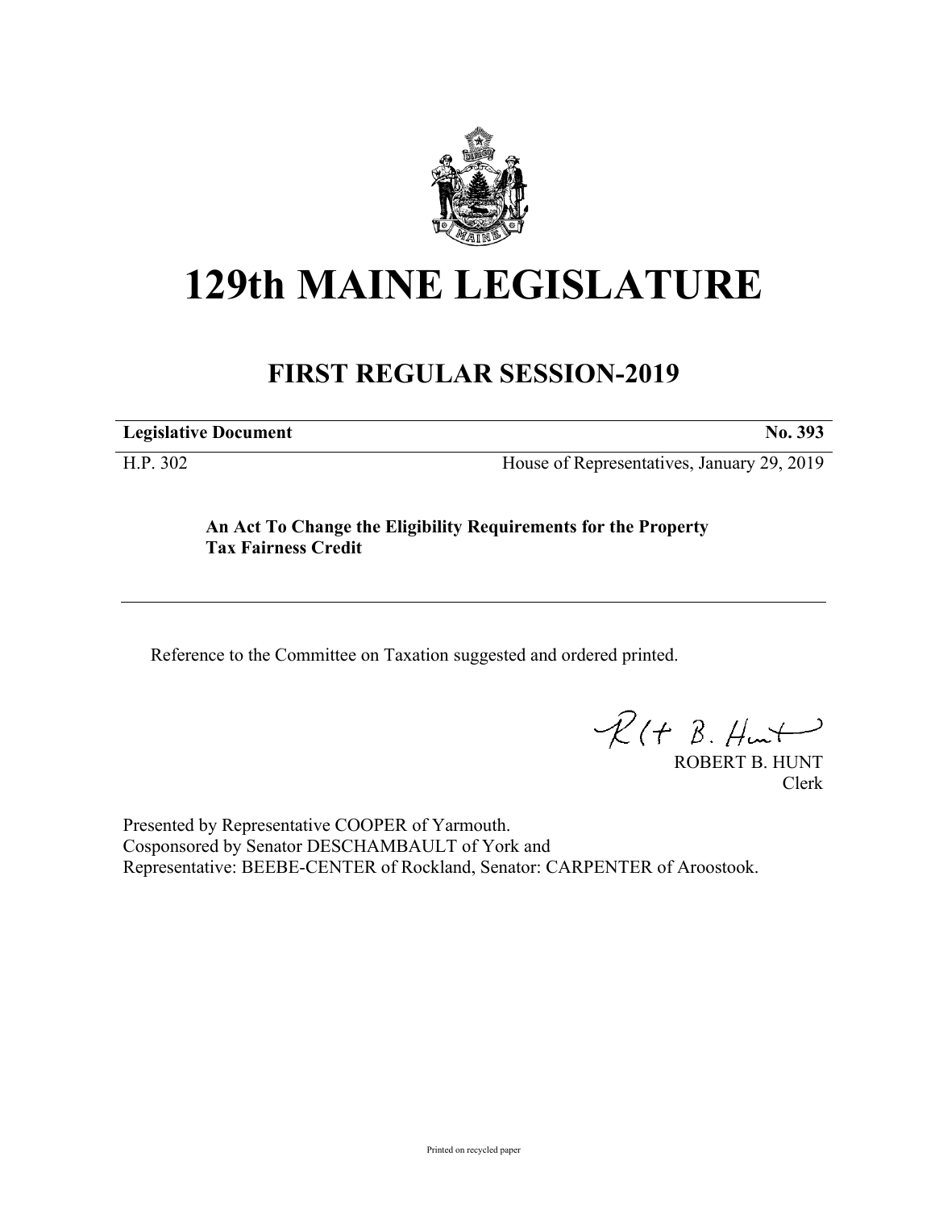# 129th MAINE LEGISLATURE

## FIRST REGULAR SESSION-2019

| **Legislative Document** | **No. 393** |
|---|---|
| H.P. 302 | House of Representatives, January 29, 2019 |

**An Act To Change the Eligibility Requirements for the Property Tax Fairness Credit**

---

Reference to the Committee on Taxation suggested and ordered printed.

ROBERT B. HUNT
Clerk

Presented by Representative COOPER of Yarmouth.
Cosponsored by Senator DESCHAMBAULT of York and
Representative: BEEBE-CENTER of Rockland, Senator: CARPENTER of Aroostook.

Printed on recycled paper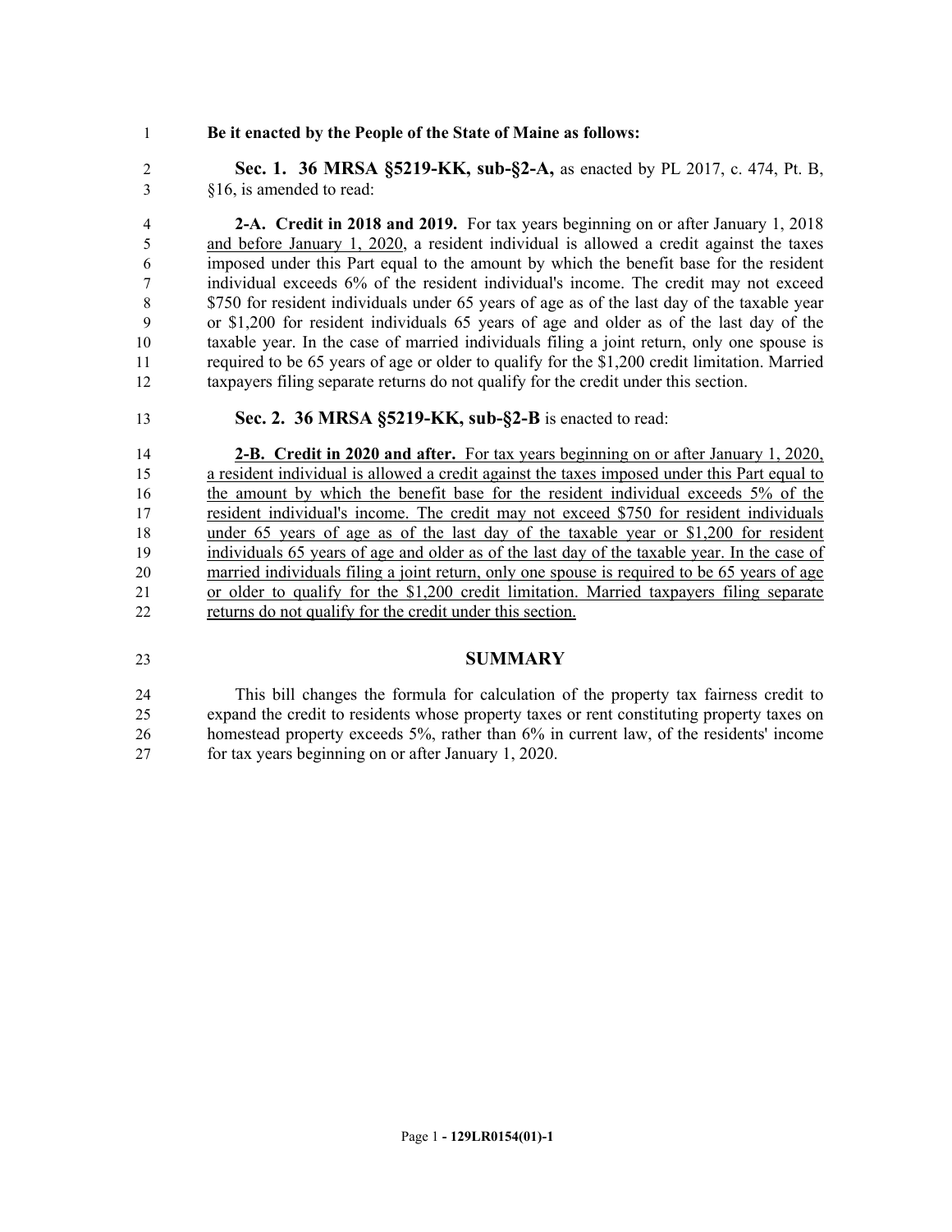**Be it enacted by the People of the State of Maine as follows:**

**Sec. 1. 36 MRSA §5219-KK, sub-§2-A,** as enacted by PL 2017, c. 474, Pt. B, §16, is amended to read:

**2-A. Credit in 2018 and 2019.** For tax years beginning on or after January 1, 2018 and before January 1, 2020, a resident individual is allowed a credit against the taxes imposed under this Part equal to the amount by which the benefit base for the resident individual exceeds 6% of the resident individual's income. The credit may not exceed $750 for resident individuals under 65 years of age as of the last day of the taxable year or $1,200 for resident individuals 65 years of age and older as of the last day of the taxable year. In the case of married individuals filing a joint return, only one spouse is required to be 65 years of age or older to qualify for the $1,200 credit limitation. Married taxpayers filing separate returns do not qualify for the credit under this section.

**Sec. 2. 36 MRSA §5219-KK, sub-§2-B** is enacted to read:

**2-B. Credit in 2020 and after.** For tax years beginning on or after January 1, 2020, a resident individual is allowed a credit against the taxes imposed under this Part equal to the amount by which the benefit base for the resident individual exceeds 5% of the resident individual's income. The credit may not exceed $750 for resident individuals under 65 years of age as of the last day of the taxable year or $1,200 for resident individuals 65 years of age and older as of the last day of the taxable year. In the case of married individuals filing a joint return, only one spouse is required to be 65 years of age or older to qualify for the $1,200 credit limitation. Married taxpayers filing separate returns do not qualify for the credit under this section.

## SUMMARY

This bill changes the formula for calculation of the property tax fairness credit to expand the credit to residents whose property taxes or rent constituting property taxes on homestead property exceeds 5%, rather than 6% in current law, of the residents' income for tax years beginning on or after January 1, 2020.